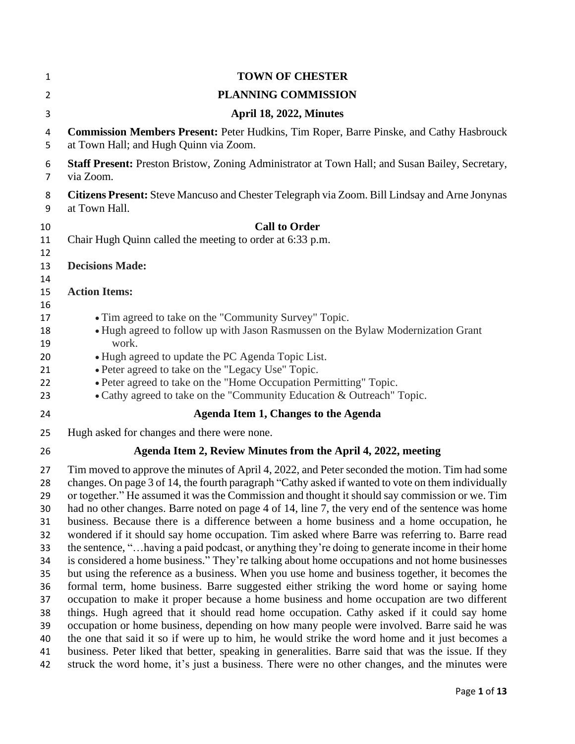# TOWN OF CHESTER

## PLANNING COMMISSION

### April 18, 2022, Minutes

**Commission Members Present:** Peter Hudkins, Tim Roper, Barre Pinske, and Cathy Hasbrouck at Town Hall; and Hugh Quinn via Zoom.

**Staff Present:** Preston Bristow, Zoning Administrator at Town Hall; and Susan Bailey, Secretary, via Zoom.

**Citizens Present:** Steve Mancuso and Chester Telegraph via Zoom. Bill Lindsay and Arne Jonynas at Town Hall.

### Call to Order

Chair Hugh Quinn called the meeting to order at 6:33 p.m.

**Decisions Made:**

**Action Items:**

- Tim agreed to take on the "Community Survey" Topic.
- Hugh agreed to follow up with Jason Rasmussen on the Bylaw Modernization Grant work.
- Hugh agreed to update the PC Agenda Topic List.
- Peter agreed to take on the "Legacy Use" Topic.
- Peter agreed to take on the "Home Occupation Permitting" Topic.
- Cathy agreed to take on the "Community Education & Outreach" Topic.

### Agenda Item 1, Changes to the Agenda

Hugh asked for changes and there were none.

### Agenda Item 2, Review Minutes from the April 4, 2022, meeting

Tim moved to approve the minutes of April 4, 2022, and Peter seconded the motion. Tim had some changes. On page 3 of 14, the fourth paragraph "Cathy asked if wanted to vote on them individually or together." He assumed it was the Commission and thought it should say commission or we. Tim had no other changes. Barre noted on page 4 of 14, line 7, the very end of the sentence was home business. Because there is a difference between a home business and a home occupation, he wondered if it should say home occupation. Tim asked where Barre was referring to. Barre read the sentence, "…having a paid podcast, or anything they're doing to generate income in their home is considered a home business." They're talking about home occupations and not home businesses but using the reference as a business. When you use home and business together, it becomes the formal term, home business. Barre suggested either striking the word home or saying home occupation to make it proper because a home business and home occupation are two different things. Hugh agreed that it should read home occupation. Cathy asked if it could say home occupation or home business, depending on how many people were involved. Barre said he was the one that said it so if were up to him, he would strike the word home and it just becomes a business. Peter liked that better, speaking in generalities. Barre said that was the issue. If they struck the word home, it's just a business. There were no other changes, and the minutes were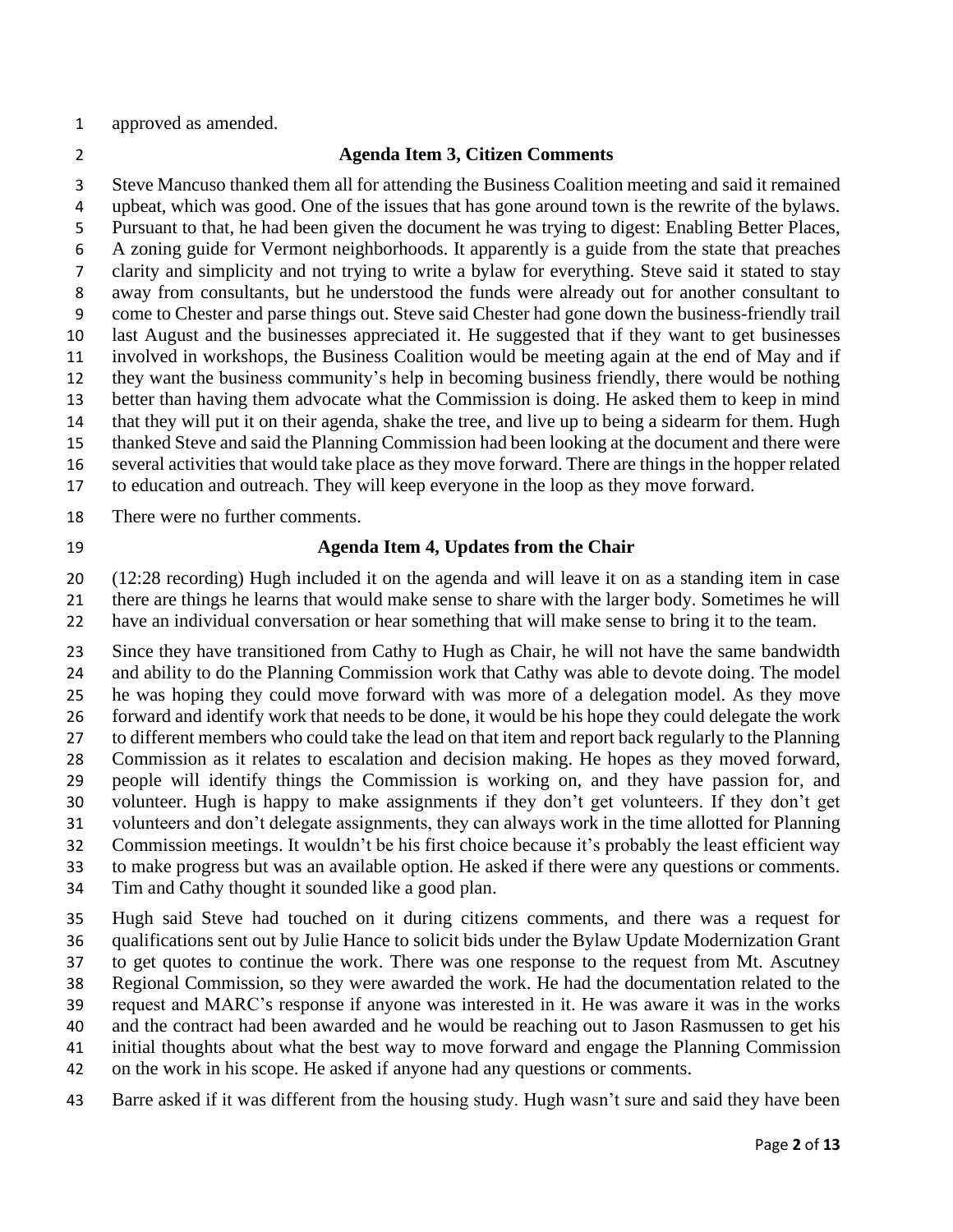approved as amended.

## Agenda Item 3, Citizen Comments

Steve Mancuso thanked them all for attending the Business Coalition meeting and said it remained upbeat, which was good. One of the issues that has gone around town is the rewrite of the bylaws. Pursuant to that, he had been given the document he was trying to digest: Enabling Better Places, A zoning guide for Vermont neighborhoods. It apparently is a guide from the state that preaches clarity and simplicity and not trying to write a bylaw for everything. Steve said it stated to stay away from consultants, but he understood the funds were already out for another consultant to come to Chester and parse things out. Steve said Chester had gone down the business-friendly trail last August and the businesses appreciated it. He suggested that if they want to get businesses involved in workshops, the Business Coalition would be meeting again at the end of May and if they want the business community's help in becoming business friendly, there would be nothing better than having them advocate what the Commission is doing. He asked them to keep in mind that they will put it on their agenda, shake the tree, and live up to being a sidearm for them. Hugh thanked Steve and said the Planning Commission had been looking at the document and there were several activities that would take place as they move forward. There are things in the hopper related to education and outreach. They will keep everyone in the loop as they move forward.

There were no further comments.

## Agenda Item 4, Updates from the Chair

(12:28 recording) Hugh included it on the agenda and will leave it on as a standing item in case there are things he learns that would make sense to share with the larger body. Sometimes he will have an individual conversation or hear something that will make sense to bring it to the team.

Since they have transitioned from Cathy to Hugh as Chair, he will not have the same bandwidth and ability to do the Planning Commission work that Cathy was able to devote doing. The model he was hoping they could move forward with was more of a delegation model. As they move forward and identify work that needs to be done, it would be his hope they could delegate the work to different members who could take the lead on that item and report back regularly to the Planning Commission as it relates to escalation and decision making. He hopes as they moved forward, people will identify things the Commission is working on, and they have passion for, and volunteer. Hugh is happy to make assignments if they don't get volunteers. If they don't get volunteers and don't delegate assignments, they can always work in the time allotted for Planning Commission meetings. It wouldn't be his first choice because it's probably the least efficient way to make progress but was an available option. He asked if there were any questions or comments. Tim and Cathy thought it sounded like a good plan.

Hugh said Steve had touched on it during citizens comments, and there was a request for qualifications sent out by Julie Hance to solicit bids under the Bylaw Update Modernization Grant to get quotes to continue the work. There was one response to the request from Mt. Ascutney Regional Commission, so they were awarded the work. He had the documentation related to the request and MARC's response if anyone was interested in it. He was aware it was in the works and the contract had been awarded and he would be reaching out to Jason Rasmussen to get his initial thoughts about what the best way to move forward and engage the Planning Commission on the work in his scope. He asked if anyone had any questions or comments.

Barre asked if it was different from the housing study. Hugh wasn't sure and said they have been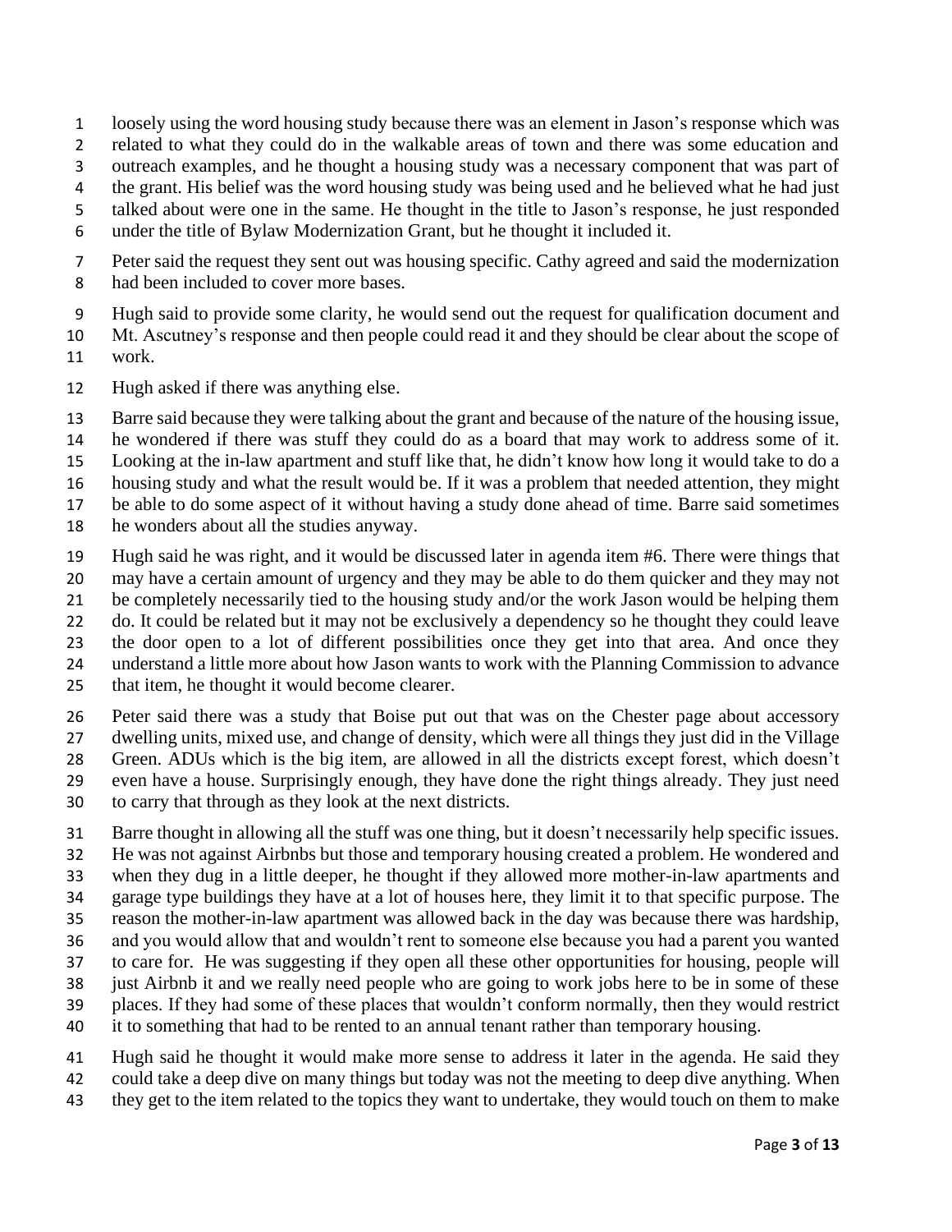loosely using the word housing study because there was an element in Jason's response which was related to what they could do in the walkable areas of town and there was some education and outreach examples, and he thought a housing study was a necessary component that was part of the grant. His belief was the word housing study was being used and he believed what he had just talked about were one in the same. He thought in the title to Jason's response, he just responded under the title of Bylaw Modernization Grant, but he thought it included it.

Peter said the request they sent out was housing specific. Cathy agreed and said the modernization had been included to cover more bases.

Hugh said to provide some clarity, he would send out the request for qualification document and Mt. Ascutney's response and then people could read it and they should be clear about the scope of work.

Hugh asked if there was anything else.

Barre said because they were talking about the grant and because of the nature of the housing issue, he wondered if there was stuff they could do as a board that may work to address some of it. Looking at the in-law apartment and stuff like that, he didn't know how long it would take to do a housing study and what the result would be. If it was a problem that needed attention, they might be able to do some aspect of it without having a study done ahead of time. Barre said sometimes he wonders about all the studies anyway.

Hugh said he was right, and it would be discussed later in agenda item #6. There were things that may have a certain amount of urgency and they may be able to do them quicker and they may not be completely necessarily tied to the housing study and/or the work Jason would be helping them do. It could be related but it may not be exclusively a dependency so he thought they could leave the door open to a lot of different possibilities once they get into that area. And once they understand a little more about how Jason wants to work with the Planning Commission to advance that item, he thought it would become clearer.

Peter said there was a study that Boise put out that was on the Chester page about accessory dwelling units, mixed use, and change of density, which were all things they just did in the Village Green. ADUs which is the big item, are allowed in all the districts except forest, which doesn't even have a house. Surprisingly enough, they have done the right things already. They just need to carry that through as they look at the next districts.

Barre thought in allowing all the stuff was one thing, but it doesn't necessarily help specific issues. He was not against Airbnbs but those and temporary housing created a problem. He wondered and when they dug in a little deeper, he thought if they allowed more mother-in-law apartments and garage type buildings they have at a lot of houses here, they limit it to that specific purpose. The reason the mother-in-law apartment was allowed back in the day was because there was hardship, and you would allow that and wouldn't rent to someone else because you had a parent you wanted to care for. He was suggesting if they open all these other opportunities for housing, people will just Airbnb it and we really need people who are going to work jobs here to be in some of these places. If they had some of these places that wouldn't conform normally, then they would restrict it to something that had to be rented to an annual tenant rather than temporary housing.

Hugh said he thought it would make more sense to address it later in the agenda. He said they could take a deep dive on many things but today was not the meeting to deep dive anything. When they get to the item related to the topics they want to undertake, they would touch on them to make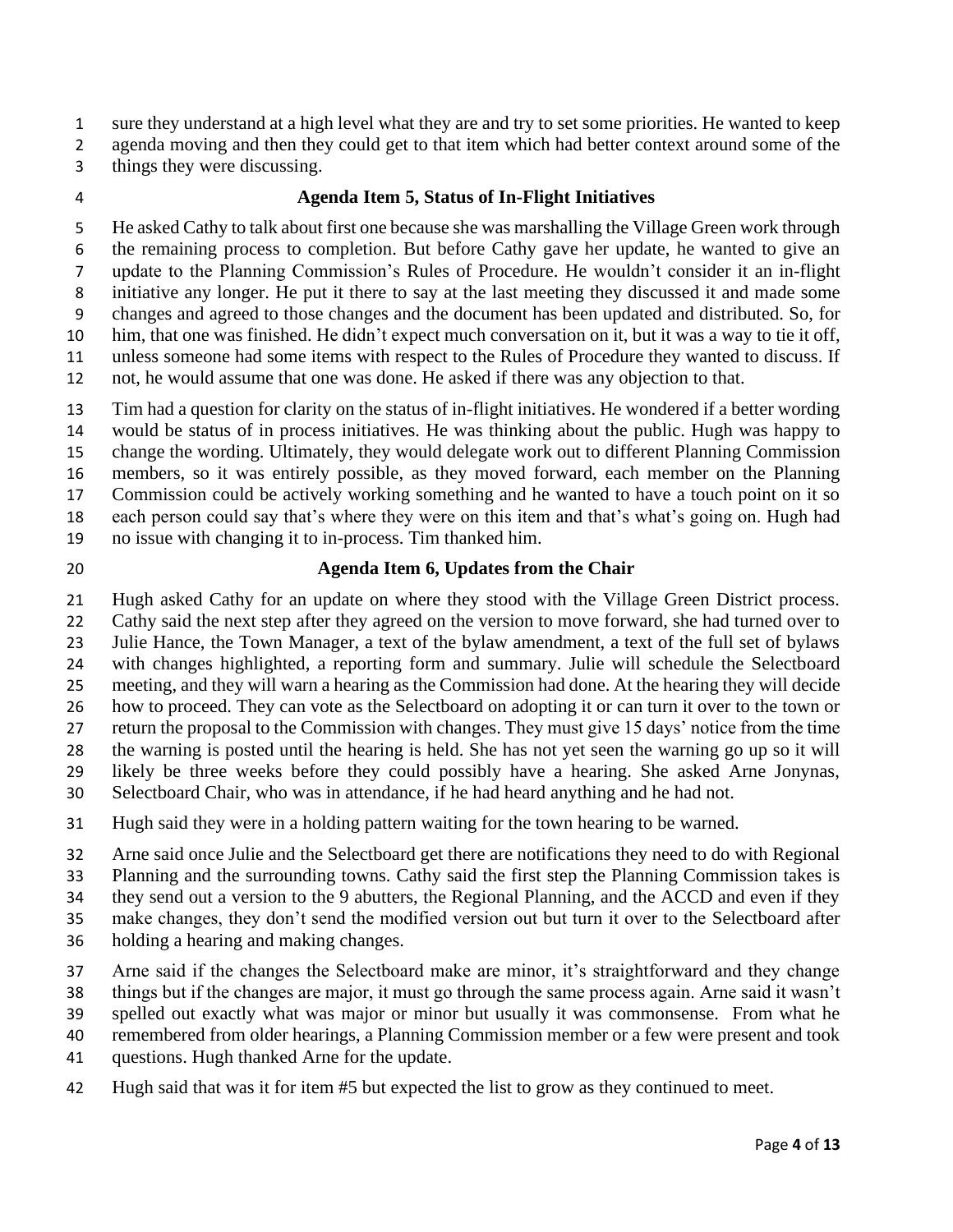sure they understand at a high level what they are and try to set some priorities. He wanted to keep agenda moving and then they could get to that item which had better context around some of the things they were discussing.

### Agenda Item 5, Status of In-Flight Initiatives

He asked Cathy to talk about first one because she was marshalling the Village Green work through the remaining process to completion. But before Cathy gave her update, he wanted to give an update to the Planning Commission's Rules of Procedure. He wouldn't consider it an in-flight initiative any longer. He put it there to say at the last meeting they discussed it and made some changes and agreed to those changes and the document has been updated and distributed. So, for him, that one was finished. He didn't expect much conversation on it, but it was a way to tie it off, unless someone had some items with respect to the Rules of Procedure they wanted to discuss. If not, he would assume that one was done. He asked if there was any objection to that.

Tim had a question for clarity on the status of in-flight initiatives. He wondered if a better wording would be status of in process initiatives. He was thinking about the public. Hugh was happy to change the wording. Ultimately, they would delegate work out to different Planning Commission members, so it was entirely possible, as they moved forward, each member on the Planning Commission could be actively working something and he wanted to have a touch point on it so each person could say that's where they were on this item and that's what's going on. Hugh had no issue with changing it to in-process. Tim thanked him.

### Agenda Item 6, Updates from the Chair

Hugh asked Cathy for an update on where they stood with the Village Green District process. Cathy said the next step after they agreed on the version to move forward, she had turned over to Julie Hance, the Town Manager, a text of the bylaw amendment, a text of the full set of bylaws with changes highlighted, a reporting form and summary. Julie will schedule the Selectboard meeting, and they will warn a hearing as the Commission had done. At the hearing they will decide how to proceed. They can vote as the Selectboard on adopting it or can turn it over to the town or return the proposal to the Commission with changes. They must give 15 days' notice from the time the warning is posted until the hearing is held. She has not yet seen the warning go up so it will likely be three weeks before they could possibly have a hearing. She asked Arne Jonynas, Selectboard Chair, who was in attendance, if he had heard anything and he had not.

Hugh said they were in a holding pattern waiting for the town hearing to be warned.

Arne said once Julie and the Selectboard get there are notifications they need to do with Regional Planning and the surrounding towns. Cathy said the first step the Planning Commission takes is they send out a version to the 9 abutters, the Regional Planning, and the ACCD and even if they make changes, they don't send the modified version out but turn it over to the Selectboard after holding a hearing and making changes.

Arne said if the changes the Selectboard make are minor, it's straightforward and they change things but if the changes are major, it must go through the same process again. Arne said it wasn't spelled out exactly what was major or minor but usually it was commonsense. From what he remembered from older hearings, a Planning Commission member or a few were present and took questions. Hugh thanked Arne for the update.

Hugh said that was it for item #5 but expected the list to grow as they continued to meet.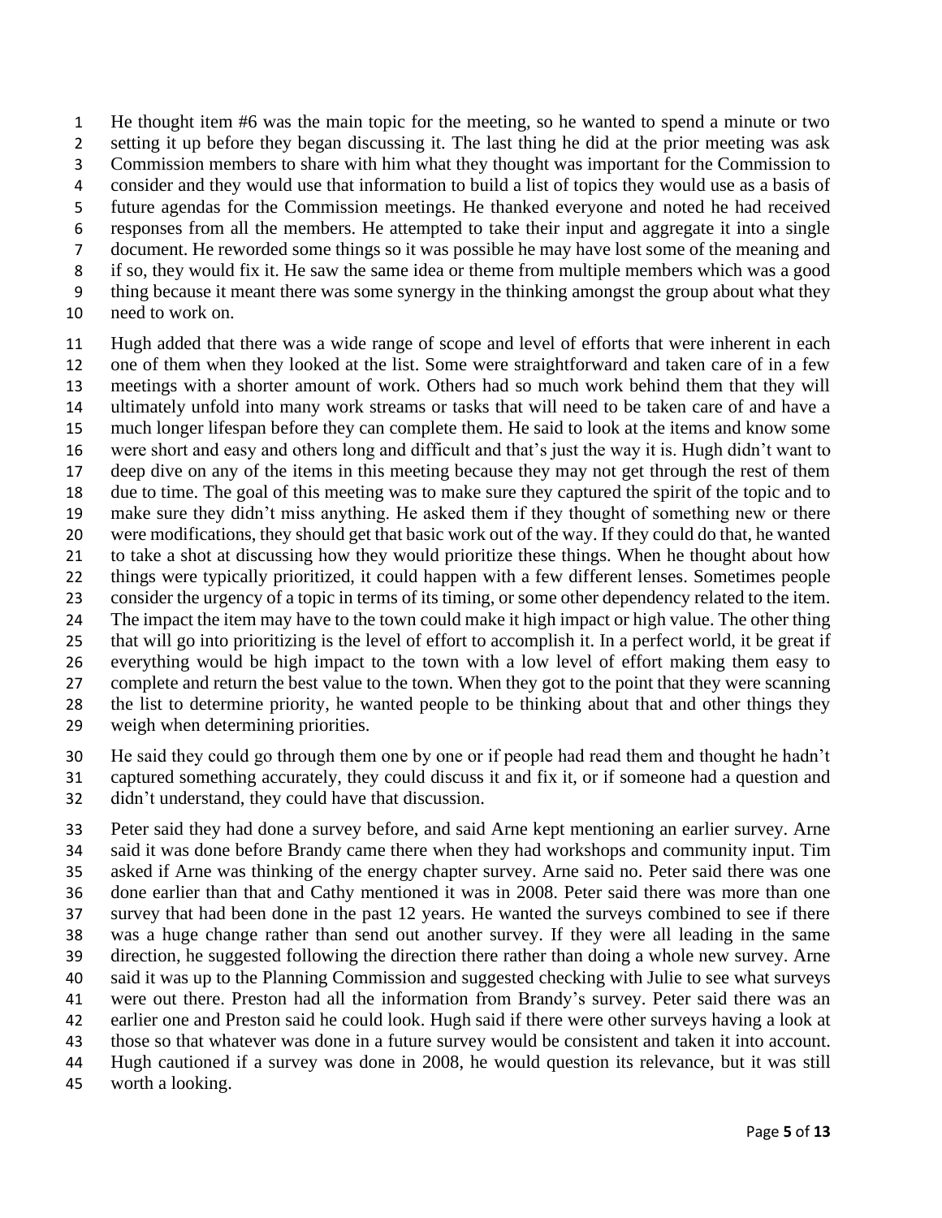He thought item #6 was the main topic for the meeting, so he wanted to spend a minute or two setting it up before they began discussing it. The last thing he did at the prior meeting was ask Commission members to share with him what they thought was important for the Commission to consider and they would use that information to build a list of topics they would use as a basis of future agendas for the Commission meetings. He thanked everyone and noted he had received responses from all the members. He attempted to take their input and aggregate it into a single document. He reworded some things so it was possible he may have lost some of the meaning and if so, they would fix it. He saw the same idea or theme from multiple members which was a good thing because it meant there was some synergy in the thinking amongst the group about what they need to work on.

Hugh added that there was a wide range of scope and level of efforts that were inherent in each one of them when they looked at the list. Some were straightforward and taken care of in a few meetings with a shorter amount of work. Others had so much work behind them that they will ultimately unfold into many work streams or tasks that will need to be taken care of and have a much longer lifespan before they can complete them. He said to look at the items and know some were short and easy and others long and difficult and that's just the way it is. Hugh didn't want to deep dive on any of the items in this meeting because they may not get through the rest of them due to time. The goal of this meeting was to make sure they captured the spirit of the topic and to make sure they didn't miss anything. He asked them if they thought of something new or there were modifications, they should get that basic work out of the way. If they could do that, he wanted to take a shot at discussing how they would prioritize these things. When he thought about how things were typically prioritized, it could happen with a few different lenses. Sometimes people consider the urgency of a topic in terms of its timing, or some other dependency related to the item. The impact the item may have to the town could make it high impact or high value. The other thing that will go into prioritizing is the level of effort to accomplish it. In a perfect world, it be great if everything would be high impact to the town with a low level of effort making them easy to complete and return the best value to the town. When they got to the point that they were scanning the list to determine priority, he wanted people to be thinking about that and other things they weigh when determining priorities.

He said they could go through them one by one or if people had read them and thought he hadn't captured something accurately, they could discuss it and fix it, or if someone had a question and didn't understand, they could have that discussion.

Peter said they had done a survey before, and said Arne kept mentioning an earlier survey. Arne said it was done before Brandy came there when they had workshops and community input. Tim asked if Arne was thinking of the energy chapter survey. Arne said no. Peter said there was one done earlier than that and Cathy mentioned it was in 2008. Peter said there was more than one survey that had been done in the past 12 years. He wanted the surveys combined to see if there was a huge change rather than send out another survey. If they were all leading in the same direction, he suggested following the direction there rather than doing a whole new survey. Arne said it was up to the Planning Commission and suggested checking with Julie to see what surveys were out there. Preston had all the information from Brandy's survey. Peter said there was an earlier one and Preston said he could look. Hugh said if there were other surveys having a look at those so that whatever was done in a future survey would be consistent and taken it into account. Hugh cautioned if a survey was done in 2008, he would question its relevance, but it was still worth a looking.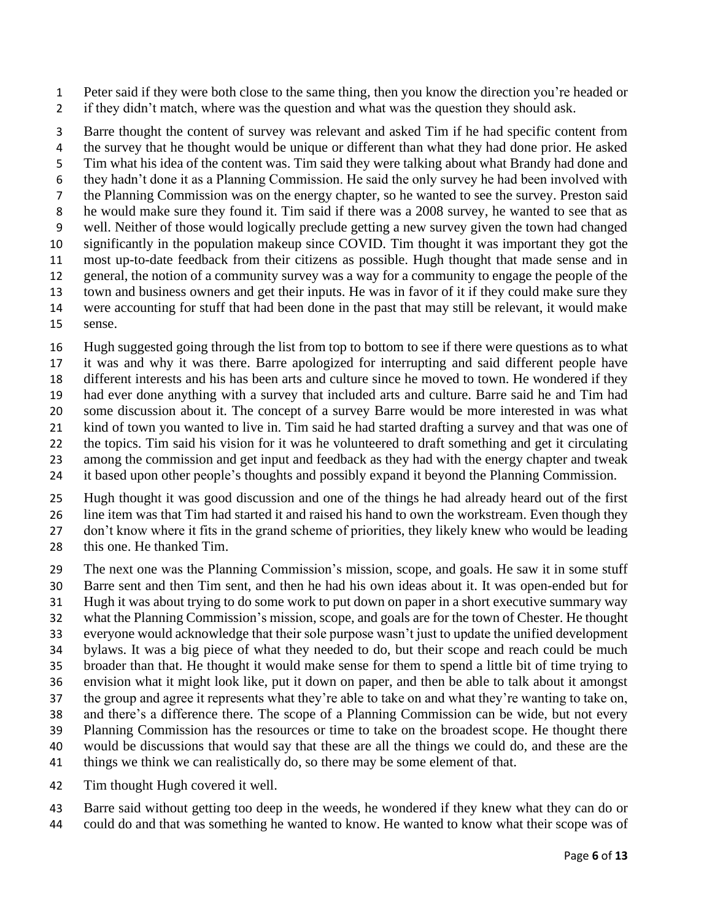Peter said if they were both close to the same thing, then you know the direction you're headed or if they didn't match, where was the question and what was the question they should ask.

Barre thought the content of survey was relevant and asked Tim if he had specific content from the survey that he thought would be unique or different than what they had done prior. He asked Tim what his idea of the content was. Tim said they were talking about what Brandy had done and they hadn't done it as a Planning Commission. He said the only survey he had been involved with the Planning Commission was on the energy chapter, so he wanted to see the survey. Preston said he would make sure they found it. Tim said if there was a 2008 survey, he wanted to see that as well. Neither of those would logically preclude getting a new survey given the town had changed significantly in the population makeup since COVID. Tim thought it was important they got the most up-to-date feedback from their citizens as possible. Hugh thought that made sense and in general, the notion of a community survey was a way for a community to engage the people of the town and business owners and get their inputs. He was in favor of it if they could make sure they were accounting for stuff that had been done in the past that may still be relevant, it would make sense.

Hugh suggested going through the list from top to bottom to see if there were questions as to what it was and why it was there. Barre apologized for interrupting and said different people have different interests and his has been arts and culture since he moved to town. He wondered if they had ever done anything with a survey that included arts and culture. Barre said he and Tim had some discussion about it. The concept of a survey Barre would be more interested in was what kind of town you wanted to live in. Tim said he had started drafting a survey and that was one of the topics. Tim said his vision for it was he volunteered to draft something and get it circulating among the commission and get input and feedback as they had with the energy chapter and tweak it based upon other people's thoughts and possibly expand it beyond the Planning Commission.

Hugh thought it was good discussion and one of the things he had already heard out of the first line item was that Tim had started it and raised his hand to own the workstream. Even though they don't know where it fits in the grand scheme of priorities, they likely knew who would be leading this one. He thanked Tim.

The next one was the Planning Commission's mission, scope, and goals. He saw it in some stuff Barre sent and then Tim sent, and then he had his own ideas about it. It was open-ended but for Hugh it was about trying to do some work to put down on paper in a short executive summary way what the Planning Commission's mission, scope, and goals are for the town of Chester. He thought everyone would acknowledge that their sole purpose wasn't just to update the unified development bylaws. It was a big piece of what they needed to do, but their scope and reach could be much broader than that. He thought it would make sense for them to spend a little bit of time trying to envision what it might look like, put it down on paper, and then be able to talk about it amongst the group and agree it represents what they're able to take on and what they're wanting to take on, and there's a difference there. The scope of a Planning Commission can be wide, but not every Planning Commission has the resources or time to take on the broadest scope. He thought there would be discussions that would say that these are all the things we could do, and these are the things we think we can realistically do, so there may be some element of that.

Tim thought Hugh covered it well.

Barre said without getting too deep in the weeds, he wondered if they knew what they can do or could do and that was something he wanted to know. He wanted to know what their scope was of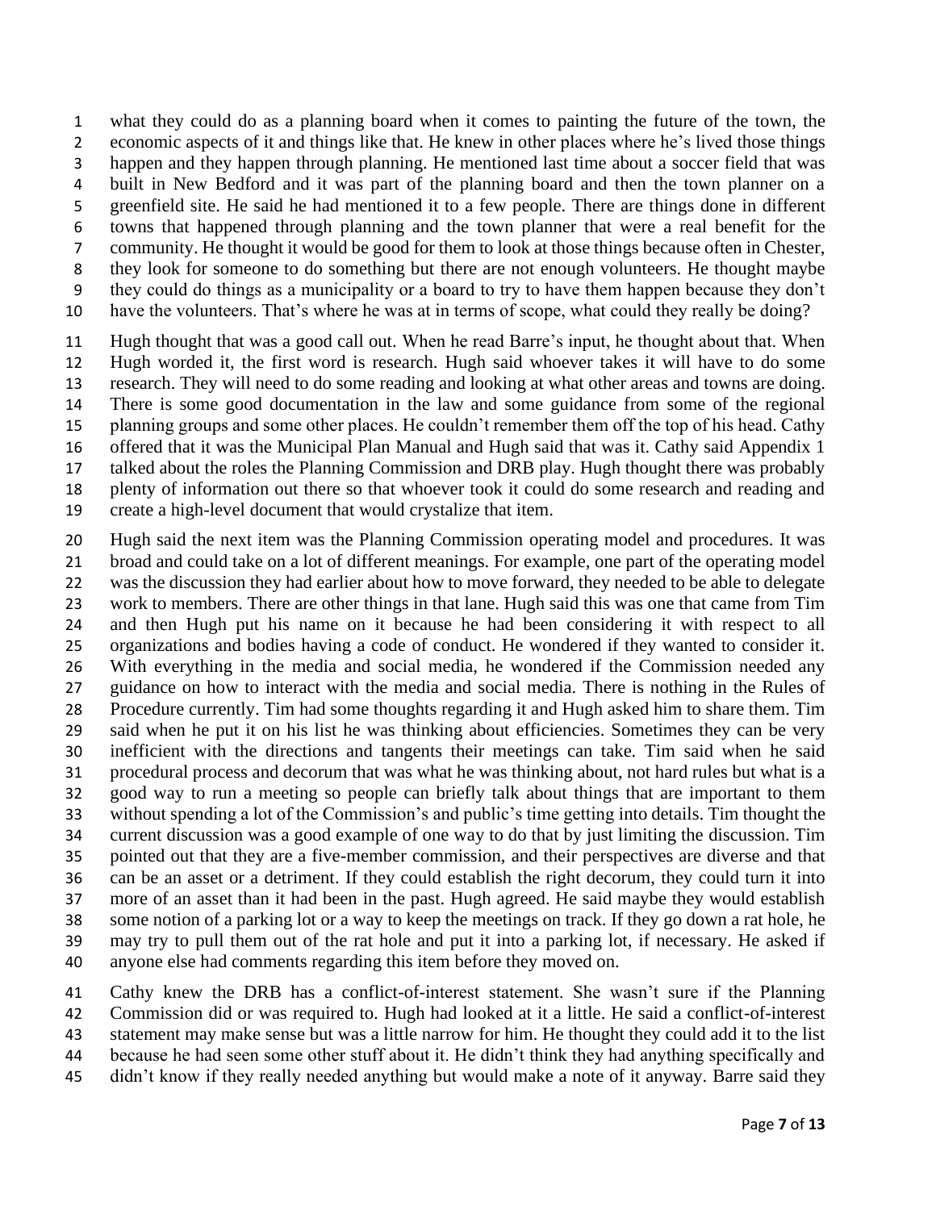what they could do as a planning board when it comes to painting the future of the town, the economic aspects of it and things like that. He knew in other places where he's lived those things happen and they happen through planning. He mentioned last time about a soccer field that was built in New Bedford and it was part of the planning board and then the town planner on a greenfield site. He said he had mentioned it to a few people. There are things done in different towns that happened through planning and the town planner that were a real benefit for the community. He thought it would be good for them to look at those things because often in Chester, they look for someone to do something but there are not enough volunteers. He thought maybe they could do things as a municipality or a board to try to have them happen because they don't have the volunteers. That's where he was at in terms of scope, what could they really be doing?

Hugh thought that was a good call out. When he read Barre's input, he thought about that. When Hugh worded it, the first word is research. Hugh said whoever takes it will have to do some research. They will need to do some reading and looking at what other areas and towns are doing. There is some good documentation in the law and some guidance from some of the regional planning groups and some other places. He couldn't remember them off the top of his head. Cathy offered that it was the Municipal Plan Manual and Hugh said that was it. Cathy said Appendix 1 talked about the roles the Planning Commission and DRB play. Hugh thought there was probably plenty of information out there so that whoever took it could do some research and reading and create a high-level document that would crystalize that item.

Hugh said the next item was the Planning Commission operating model and procedures. It was broad and could take on a lot of different meanings. For example, one part of the operating model was the discussion they had earlier about how to move forward, they needed to be able to delegate work to members. There are other things in that lane. Hugh said this was one that came from Tim and then Hugh put his name on it because he had been considering it with respect to all organizations and bodies having a code of conduct. He wondered if they wanted to consider it. With everything in the media and social media, he wondered if the Commission needed any guidance on how to interact with the media and social media. There is nothing in the Rules of Procedure currently. Tim had some thoughts regarding it and Hugh asked him to share them. Tim said when he put it on his list he was thinking about efficiencies. Sometimes they can be very inefficient with the directions and tangents their meetings can take. Tim said when he said procedural process and decorum that was what he was thinking about, not hard rules but what is a good way to run a meeting so people can briefly talk about things that are important to them without spending a lot of the Commission's and public's time getting into details. Tim thought the current discussion was a good example of one way to do that by just limiting the discussion. Tim pointed out that they are a five-member commission, and their perspectives are diverse and that can be an asset or a detriment. If they could establish the right decorum, they could turn it into more of an asset than it had been in the past. Hugh agreed. He said maybe they would establish some notion of a parking lot or a way to keep the meetings on track. If they go down a rat hole, he may try to pull them out of the rat hole and put it into a parking lot, if necessary. He asked if anyone else had comments regarding this item before they moved on.

Cathy knew the DRB has a conflict-of-interest statement. She wasn't sure if the Planning Commission did or was required to. Hugh had looked at it a little. He said a conflict-of-interest statement may make sense but was a little narrow for him. He thought they could add it to the list because he had seen some other stuff about it. He didn't think they had anything specifically and didn't know if they really needed anything but would make a note of it anyway. Barre said they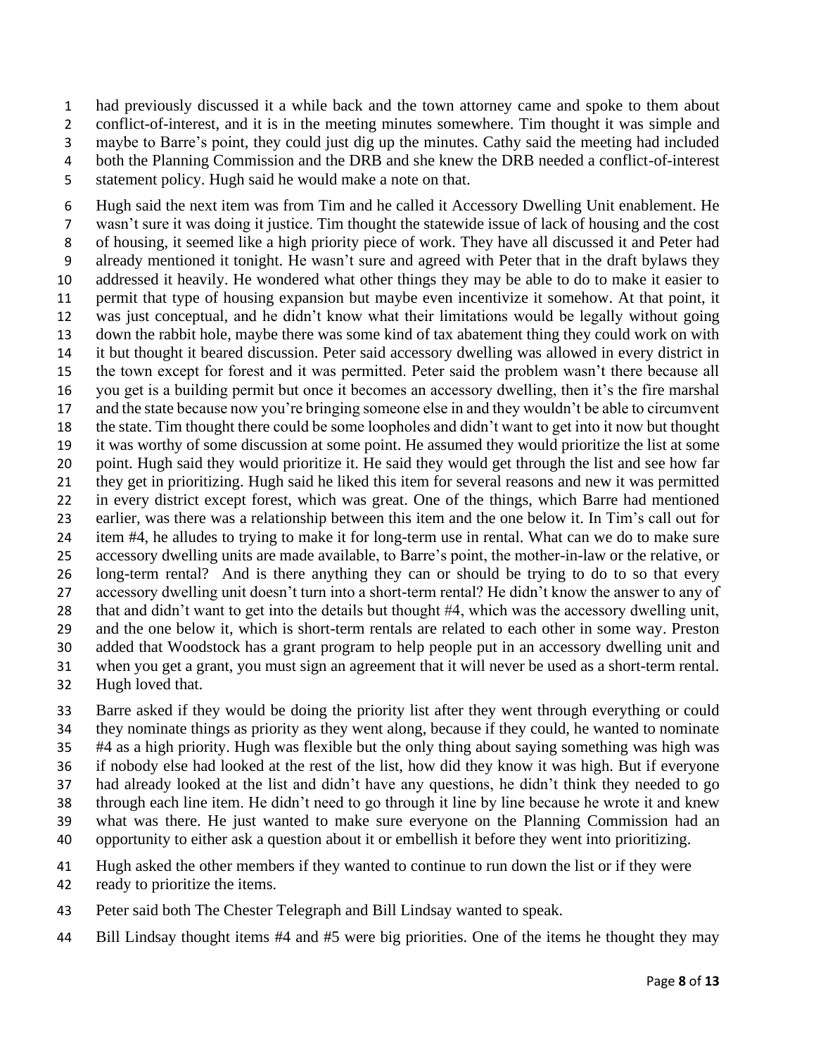had previously discussed it a while back and the town attorney came and spoke to them about conflict-of-interest, and it is in the meeting minutes somewhere. Tim thought it was simple and maybe to Barre's point, they could just dig up the minutes. Cathy said the meeting had included both the Planning Commission and the DRB and she knew the DRB needed a conflict-of-interest statement policy. Hugh said he would make a note on that.

Hugh said the next item was from Tim and he called it Accessory Dwelling Unit enablement. He wasn't sure it was doing it justice. Tim thought the statewide issue of lack of housing and the cost of housing, it seemed like a high priority piece of work. They have all discussed it and Peter had already mentioned it tonight. He wasn't sure and agreed with Peter that in the draft bylaws they addressed it heavily. He wondered what other things they may be able to do to make it easier to permit that type of housing expansion but maybe even incentivize it somehow. At that point, it was just conceptual, and he didn't know what their limitations would be legally without going down the rabbit hole, maybe there was some kind of tax abatement thing they could work on with it but thought it beared discussion. Peter said accessory dwelling was allowed in every district in the town except for forest and it was permitted. Peter said the problem wasn't there because all you get is a building permit but once it becomes an accessory dwelling, then it's the fire marshal and the state because now you're bringing someone else in and they wouldn't be able to circumvent the state. Tim thought there could be some loopholes and didn't want to get into it now but thought it was worthy of some discussion at some point. He assumed they would prioritize the list at some point. Hugh said they would prioritize it. He said they would get through the list and see how far they get in prioritizing. Hugh said he liked this item for several reasons and new it was permitted in every district except forest, which was great. One of the things, which Barre had mentioned earlier, was there was a relationship between this item and the one below it. In Tim's call out for item #4, he alludes to trying to make it for long-term use in rental. What can we do to make sure accessory dwelling units are made available, to Barre's point, the mother-in-law or the relative, or long-term rental? And is there anything they can or should be trying to do to so that every accessory dwelling unit doesn't turn into a short-term rental? He didn't know the answer to any of that and didn't want to get into the details but thought #4, which was the accessory dwelling unit, and the one below it, which is short-term rentals are related to each other in some way. Preston added that Woodstock has a grant program to help people put in an accessory dwelling unit and when you get a grant, you must sign an agreement that it will never be used as a short-term rental. Hugh loved that.

Barre asked if they would be doing the priority list after they went through everything or could they nominate things as priority as they went along, because if they could, he wanted to nominate #4 as a high priority. Hugh was flexible but the only thing about saying something was high was if nobody else had looked at the rest of the list, how did they know it was high. But if everyone had already looked at the list and didn't have any questions, he didn't think they needed to go through each line item. He didn't need to go through it line by line because he wrote it and knew what was there. He just wanted to make sure everyone on the Planning Commission had an opportunity to either ask a question about it or embellish it before they went into prioritizing.

Hugh asked the other members if they wanted to continue to run down the list or if they were ready to prioritize the items.

Peter said both The Chester Telegraph and Bill Lindsay wanted to speak.

Bill Lindsay thought items #4 and #5 were big priorities. One of the items he thought they may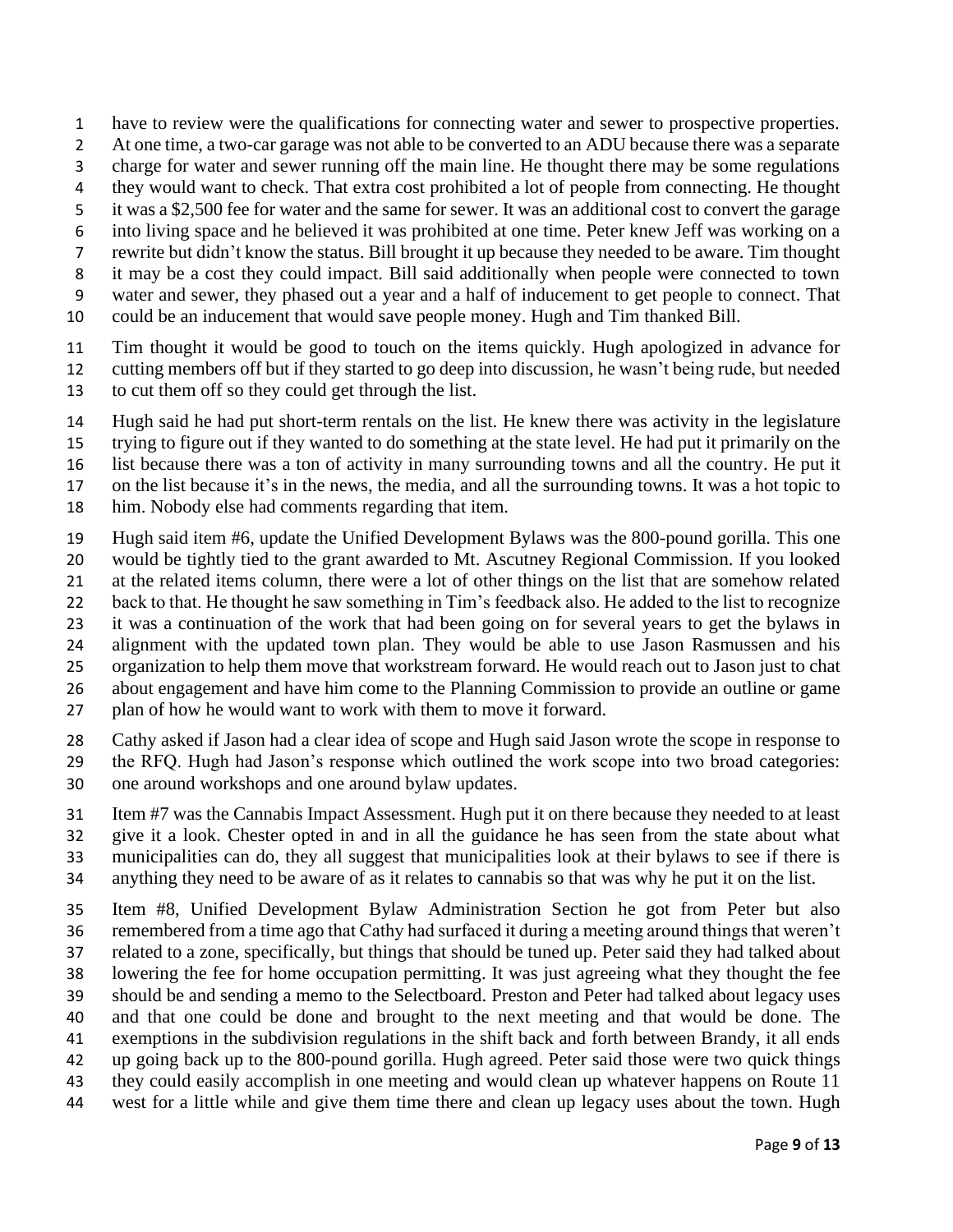have to review were the qualifications for connecting water and sewer to prospective properties. At one time, a two-car garage was not able to be converted to an ADU because there was a separate charge for water and sewer running off the main line. He thought there may be some regulations they would want to check. That extra cost prohibited a lot of people from connecting. He thought it was a $2,500 fee for water and the same for sewer. It was an additional cost to convert the garage into living space and he believed it was prohibited at one time. Peter knew Jeff was working on a rewrite but didn't know the status. Bill brought it up because they needed to be aware. Tim thought it may be a cost they could impact. Bill said additionally when people were connected to town water and sewer, they phased out a year and a half of inducement to get people to connect. That could be an inducement that would save people money. Hugh and Tim thanked Bill.

Tim thought it would be good to touch on the items quickly. Hugh apologized in advance for cutting members off but if they started to go deep into discussion, he wasn't being rude, but needed to cut them off so they could get through the list.

Hugh said he had put short-term rentals on the list. He knew there was activity in the legislature trying to figure out if they wanted to do something at the state level. He had put it primarily on the list because there was a ton of activity in many surrounding towns and all the country. He put it on the list because it's in the news, the media, and all the surrounding towns. It was a hot topic to him. Nobody else had comments regarding that item.

Hugh said item #6, update the Unified Development Bylaws was the 800-pound gorilla. This one would be tightly tied to the grant awarded to Mt. Ascutney Regional Commission. If you looked at the related items column, there were a lot of other things on the list that are somehow related back to that. He thought he saw something in Tim's feedback also. He added to the list to recognize it was a continuation of the work that had been going on for several years to get the bylaws in alignment with the updated town plan. They would be able to use Jason Rasmussen and his organization to help them move that workstream forward. He would reach out to Jason just to chat about engagement and have him come to the Planning Commission to provide an outline or game plan of how he would want to work with them to move it forward.

Cathy asked if Jason had a clear idea of scope and Hugh said Jason wrote the scope in response to the RFQ. Hugh had Jason's response which outlined the work scope into two broad categories: one around workshops and one around bylaw updates.

Item #7 was the Cannabis Impact Assessment. Hugh put it on there because they needed to at least give it a look. Chester opted in and in all the guidance he has seen from the state about what municipalities can do, they all suggest that municipalities look at their bylaws to see if there is anything they need to be aware of as it relates to cannabis so that was why he put it on the list.

Item #8, Unified Development Bylaw Administration Section he got from Peter but also remembered from a time ago that Cathy had surfaced it during a meeting around things that weren't related to a zone, specifically, but things that should be tuned up. Peter said they had talked about lowering the fee for home occupation permitting. It was just agreeing what they thought the fee should be and sending a memo to the Selectboard. Preston and Peter had talked about legacy uses and that one could be done and brought to the next meeting and that would be done. The exemptions in the subdivision regulations in the shift back and forth between Brandy, it all ends up going back up to the 800-pound gorilla. Hugh agreed. Peter said those were two quick things they could easily accomplish in one meeting and would clean up whatever happens on Route 11 west for a little while and give them time there and clean up legacy uses about the town. Hugh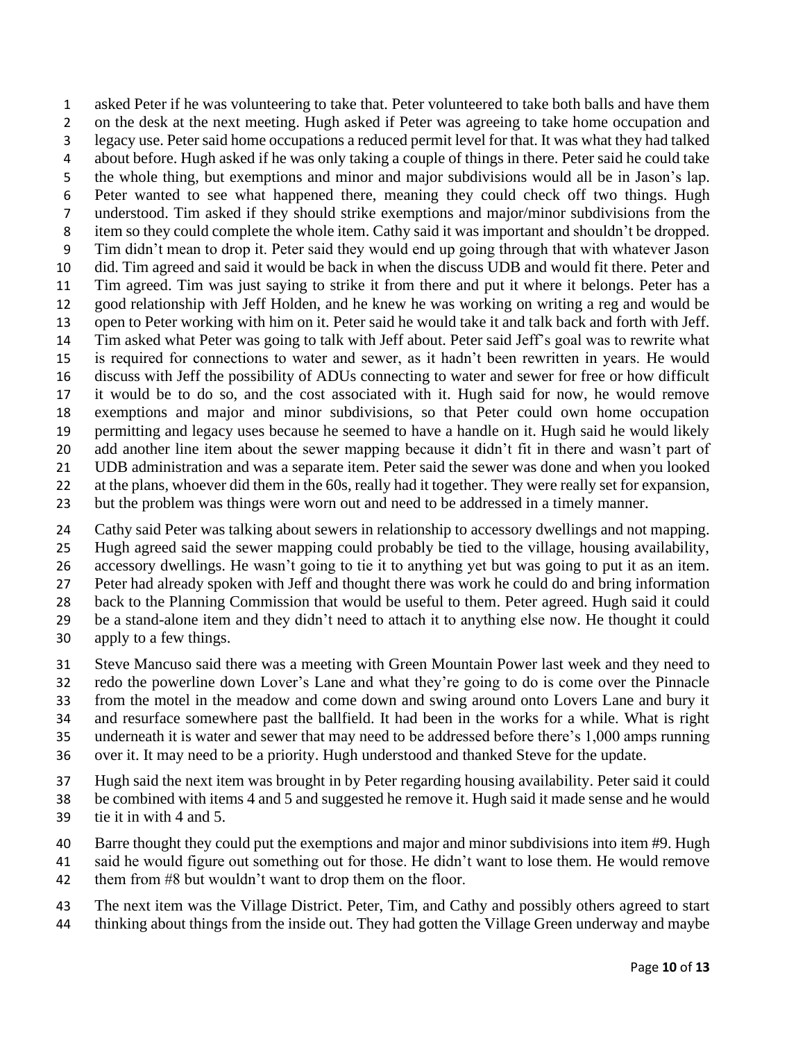asked Peter if he was volunteering to take that. Peter volunteered to take both balls and have them on the desk at the next meeting. Hugh asked if Peter was agreeing to take home occupation and legacy use. Peter said home occupations a reduced permit level for that. It was what they had talked about before. Hugh asked if he was only taking a couple of things in there. Peter said he could take the whole thing, but exemptions and minor and major subdivisions would all be in Jason's lap. Peter wanted to see what happened there, meaning they could check off two things. Hugh understood. Tim asked if they should strike exemptions and major/minor subdivisions from the item so they could complete the whole item. Cathy said it was important and shouldn't be dropped. Tim didn't mean to drop it. Peter said they would end up going through that with whatever Jason did. Tim agreed and said it would be back in when the discuss UDB and would fit there. Peter and Tim agreed. Tim was just saying to strike it from there and put it where it belongs. Peter has a good relationship with Jeff Holden, and he knew he was working on writing a reg and would be open to Peter working with him on it. Peter said he would take it and talk back and forth with Jeff. Tim asked what Peter was going to talk with Jeff about. Peter said Jeff's goal was to rewrite what is required for connections to water and sewer, as it hadn't been rewritten in years. He would discuss with Jeff the possibility of ADUs connecting to water and sewer for free or how difficult it would be to do so, and the cost associated with it. Hugh said for now, he would remove exemptions and major and minor subdivisions, so that Peter could own home occupation permitting and legacy uses because he seemed to have a handle on it. Hugh said he would likely add another line item about the sewer mapping because it didn't fit in there and wasn't part of UDB administration and was a separate item. Peter said the sewer was done and when you looked at the plans, whoever did them in the 60s, really had it together. They were really set for expansion, but the problem was things were worn out and need to be addressed in a timely manner.

Cathy said Peter was talking about sewers in relationship to accessory dwellings and not mapping. Hugh agreed said the sewer mapping could probably be tied to the village, housing availability, accessory dwellings. He wasn't going to tie it to anything yet but was going to put it as an item. Peter had already spoken with Jeff and thought there was work he could do and bring information back to the Planning Commission that would be useful to them. Peter agreed. Hugh said it could be a stand-alone item and they didn't need to attach it to anything else now. He thought it could apply to a few things.

Steve Mancuso said there was a meeting with Green Mountain Power last week and they need to redo the powerline down Lover's Lane and what they're going to do is come over the Pinnacle from the motel in the meadow and come down and swing around onto Lovers Lane and bury it and resurface somewhere past the ballfield. It had been in the works for a while. What is right underneath it is water and sewer that may need to be addressed before there's 1,000 amps running over it. It may need to be a priority. Hugh understood and thanked Steve for the update.

Hugh said the next item was brought in by Peter regarding housing availability. Peter said it could be combined with items 4 and 5 and suggested he remove it. Hugh said it made sense and he would tie it in with 4 and 5.

Barre thought they could put the exemptions and major and minor subdivisions into item #9. Hugh said he would figure out something out for those. He didn't want to lose them. He would remove them from #8 but wouldn't want to drop them on the floor.

The next item was the Village District. Peter, Tim, and Cathy and possibly others agreed to start thinking about things from the inside out. They had gotten the Village Green underway and maybe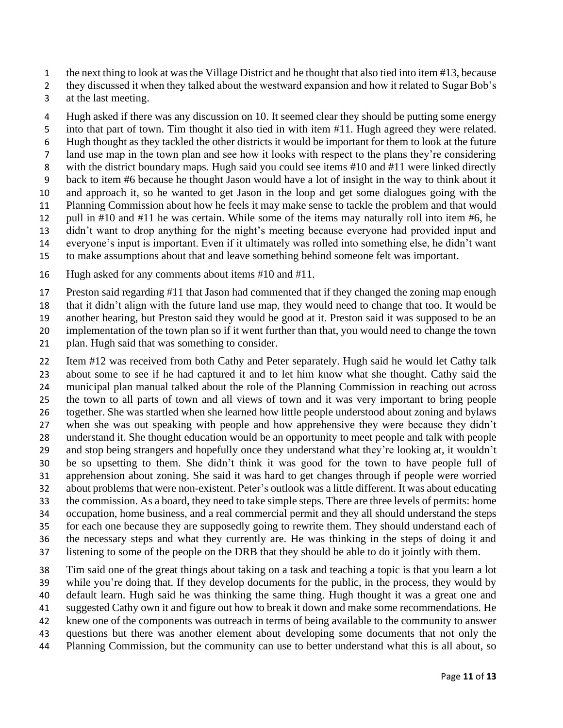the next thing to look at was the Village District and he thought that also tied into item #13, because they discussed it when they talked about the westward expansion and how it related to Sugar Bob's at the last meeting.

Hugh asked if there was any discussion on 10. It seemed clear they should be putting some energy into that part of town. Tim thought it also tied in with item #11. Hugh agreed they were related. Hugh thought as they tackled the other districts it would be important for them to look at the future land use map in the town plan and see how it looks with respect to the plans they're considering with the district boundary maps. Hugh said you could see items #10 and #11 were linked directly back to item #6 because he thought Jason would have a lot of insight in the way to think about it and approach it, so he wanted to get Jason in the loop and get some dialogues going with the Planning Commission about how he feels it may make sense to tackle the problem and that would pull in #10 and #11 he was certain. While some of the items may naturally roll into item #6, he didn't want to drop anything for the night's meeting because everyone had provided input and everyone's input is important. Even if it ultimately was rolled into something else, he didn't want to make assumptions about that and leave something behind someone felt was important.

Hugh asked for any comments about items #10 and #11.

Preston said regarding #11 that Jason had commented that if they changed the zoning map enough that it didn't align with the future land use map, they would need to change that too. It would be another hearing, but Preston said they would be good at it. Preston said it was supposed to be an implementation of the town plan so if it went further than that, you would need to change the town plan. Hugh said that was something to consider.

Item #12 was received from both Cathy and Peter separately. Hugh said he would let Cathy talk about some to see if he had captured it and to let him know what she thought. Cathy said the municipal plan manual talked about the role of the Planning Commission in reaching out across the town to all parts of town and all views of town and it was very important to bring people together. She was startled when she learned how little people understood about zoning and bylaws when she was out speaking with people and how apprehensive they were because they didn't understand it. She thought education would be an opportunity to meet people and talk with people and stop being strangers and hopefully once they understand what they're looking at, it wouldn't be so upsetting to them. She didn't think it was good for the town to have people full of apprehension about zoning. She said it was hard to get changes through if people were worried about problems that were non-existent. Peter's outlook was a little different. It was about educating the commission. As a board, they need to take simple steps. There are three levels of permits: home occupation, home business, and a real commercial permit and they all should understand the steps for each one because they are supposedly going to rewrite them. They should understand each of the necessary steps and what they currently are. He was thinking in the steps of doing it and listening to some of the people on the DRB that they should be able to do it jointly with them.

Tim said one of the great things about taking on a task and teaching a topic is that you learn a lot while you're doing that. If they develop documents for the public, in the process, they would by default learn. Hugh said he was thinking the same thing. Hugh thought it was a great one and suggested Cathy own it and figure out how to break it down and make some recommendations. He knew one of the components was outreach in terms of being available to the community to answer questions but there was another element about developing some documents that not only the Planning Commission, but the community can use to better understand what this is all about, so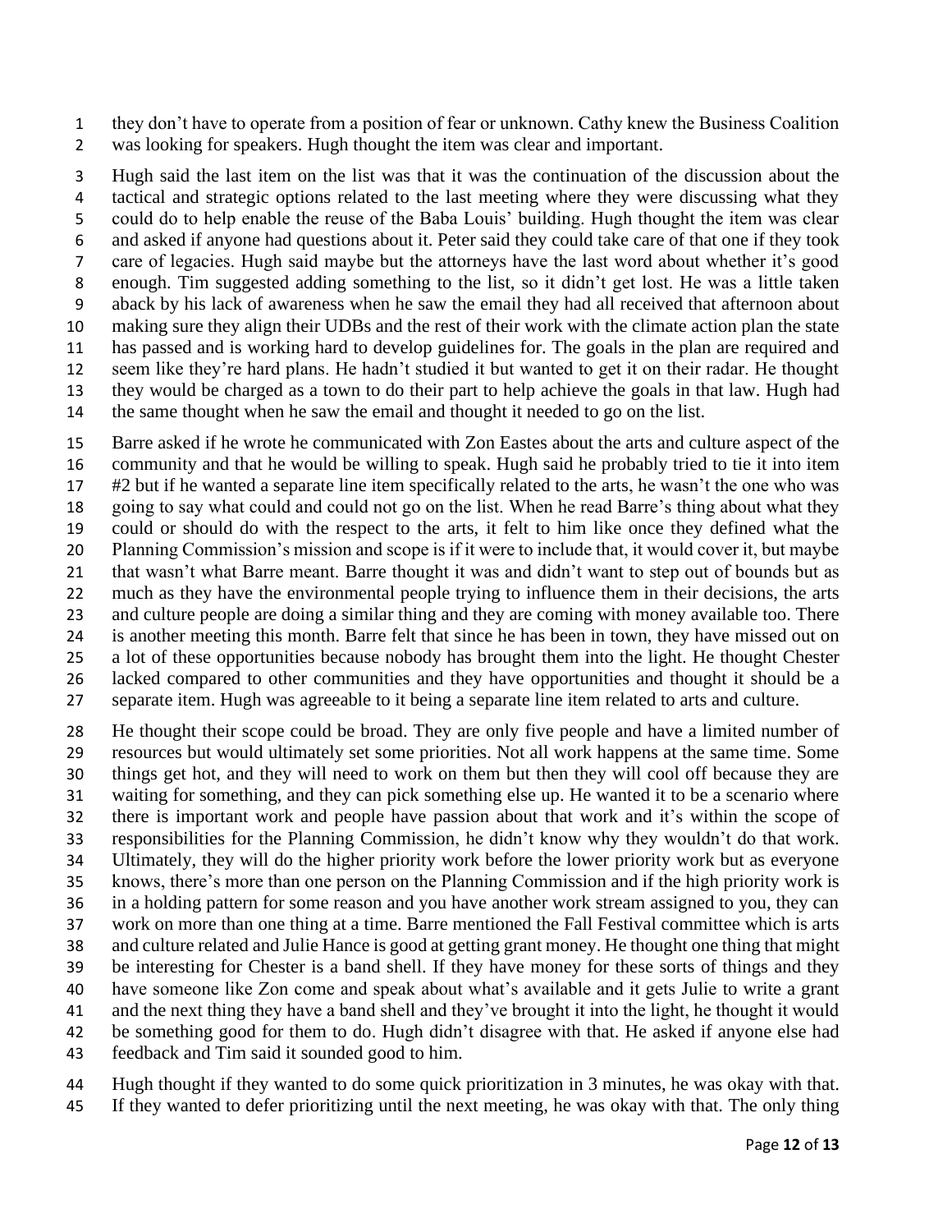they don't have to operate from a position of fear or unknown. Cathy knew the Business Coalition was looking for speakers. Hugh thought the item was clear and important.

Hugh said the last item on the list was that it was the continuation of the discussion about the tactical and strategic options related to the last meeting where they were discussing what they could do to help enable the reuse of the Baba Louis' building. Hugh thought the item was clear and asked if anyone had questions about it. Peter said they could take care of that one if they took care of legacies. Hugh said maybe but the attorneys have the last word about whether it's good enough. Tim suggested adding something to the list, so it didn't get lost. He was a little taken aback by his lack of awareness when he saw the email they had all received that afternoon about making sure they align their UDBs and the rest of their work with the climate action plan the state has passed and is working hard to develop guidelines for. The goals in the plan are required and seem like they're hard plans. He hadn't studied it but wanted to get it on their radar. He thought they would be charged as a town to do their part to help achieve the goals in that law. Hugh had the same thought when he saw the email and thought it needed to go on the list.

Barre asked if he wrote he communicated with Zon Eastes about the arts and culture aspect of the community and that he would be willing to speak. Hugh said he probably tried to tie it into item #2 but if he wanted a separate line item specifically related to the arts, he wasn't the one who was going to say what could and could not go on the list. When he read Barre's thing about what they could or should do with the respect to the arts, it felt to him like once they defined what the Planning Commission's mission and scope is if it were to include that, it would cover it, but maybe that wasn't what Barre meant. Barre thought it was and didn't want to step out of bounds but as much as they have the environmental people trying to influence them in their decisions, the arts and culture people are doing a similar thing and they are coming with money available too. There is another meeting this month. Barre felt that since he has been in town, they have missed out on a lot of these opportunities because nobody has brought them into the light. He thought Chester lacked compared to other communities and they have opportunities and thought it should be a separate item. Hugh was agreeable to it being a separate line item related to arts and culture.

He thought their scope could be broad. They are only five people and have a limited number of resources but would ultimately set some priorities. Not all work happens at the same time. Some things get hot, and they will need to work on them but then they will cool off because they are waiting for something, and they can pick something else up. He wanted it to be a scenario where there is important work and people have passion about that work and it's within the scope of responsibilities for the Planning Commission, he didn't know why they wouldn't do that work. Ultimately, they will do the higher priority work before the lower priority work but as everyone knows, there's more than one person on the Planning Commission and if the high priority work is in a holding pattern for some reason and you have another work stream assigned to you, they can work on more than one thing at a time. Barre mentioned the Fall Festival committee which is arts and culture related and Julie Hance is good at getting grant money. He thought one thing that might be interesting for Chester is a band shell. If they have money for these sorts of things and they have someone like Zon come and speak about what's available and it gets Julie to write a grant and the next thing they have a band shell and they've brought it into the light, he thought it would be something good for them to do. Hugh didn't disagree with that. He asked if anyone else had feedback and Tim said it sounded good to him.

Hugh thought if they wanted to do some quick prioritization in 3 minutes, he was okay with that. If they wanted to defer prioritizing until the next meeting, he was okay with that. The only thing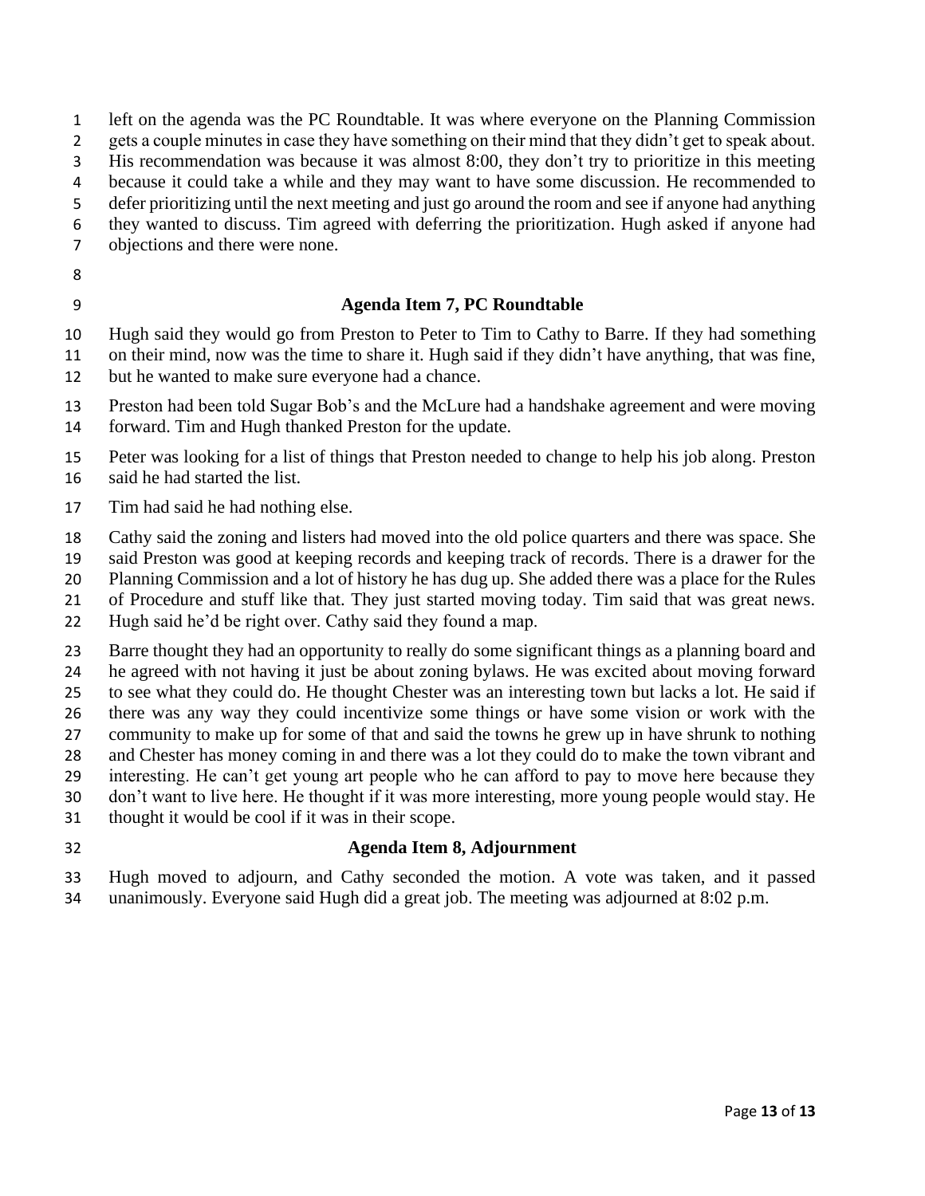left on the agenda was the PC Roundtable. It was where everyone on the Planning Commission gets a couple minutes in case they have something on their mind that they didn't get to speak about. His recommendation was because it was almost 8:00, they don't try to prioritize in this meeting because it could take a while and they may want to have some discussion. He recommended to defer prioritizing until the next meeting and just go around the room and see if anyone had anything they wanted to discuss. Tim agreed with deferring the prioritization. Hugh asked if anyone had objections and there were none.

## Agenda Item 7, PC Roundtable

Hugh said they would go from Preston to Peter to Tim to Cathy to Barre. If they had something on their mind, now was the time to share it. Hugh said if they didn't have anything, that was fine, but he wanted to make sure everyone had a chance.

Preston had been told Sugar Bob's and the McLure had a handshake agreement and were moving forward. Tim and Hugh thanked Preston for the update.

Peter was looking for a list of things that Preston needed to change to help his job along. Preston said he had started the list.

Tim had said he had nothing else.

Cathy said the zoning and listers had moved into the old police quarters and there was space. She said Preston was good at keeping records and keeping track of records. There is a drawer for the Planning Commission and a lot of history he has dug up. She added there was a place for the Rules of Procedure and stuff like that. They just started moving today. Tim said that was great news. Hugh said he'd be right over. Cathy said they found a map.

Barre thought they had an opportunity to really do some significant things as a planning board and he agreed with not having it just be about zoning bylaws. He was excited about moving forward to see what they could do. He thought Chester was an interesting town but lacks a lot. He said if there was any way they could incentivize some things or have some vision or work with the community to make up for some of that and said the towns he grew up in have shrunk to nothing and Chester has money coming in and there was a lot they could do to make the town vibrant and interesting. He can't get young art people who he can afford to pay to move here because they don't want to live here. He thought if it was more interesting, more young people would stay. He thought it would be cool if it was in their scope.

## Agenda Item 8, Adjournment

Hugh moved to adjourn, and Cathy seconded the motion. A vote was taken, and it passed unanimously. Everyone said Hugh did a great job. The meeting was adjourned at 8:02 p.m.